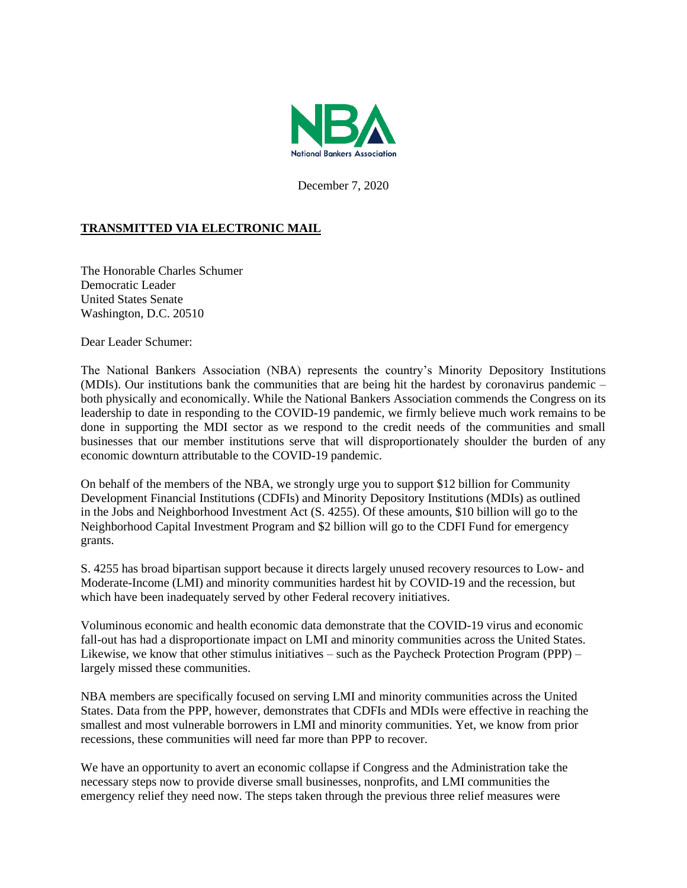NBA

National Bankers Association

December 7, 2020

**TRANSMITTED VIA ELECTRONIC MAIL**

The Honorable Charles Schumer
Democratic Leader
United States Senate
Washington, D.C. 20510

Dear Leader Schumer:

The National Bankers Association (NBA) represents the country's Minority Depository Institutions (MDIs). Our institutions bank the communities that are being hit the hardest by coronavirus pandemic – both physically and economically. While the National Bankers Association commends the Congress on its leadership to date in responding to the COVID-19 pandemic, we firmly believe much work remains to be done in supporting the MDI sector as we respond to the credit needs of the communities and small businesses that our member institutions serve that will disproportionately shoulder the burden of any economic downturn attributable to the COVID-19 pandemic.

On behalf of the members of the NBA, we strongly urge you to support $12 billion for Community Development Financial Institutions (CDFIs) and Minority Depository Institutions (MDIs) as outlined in the Jobs and Neighborhood Investment Act (S. 4255). Of these amounts, $10 billion will go to the Neighborhood Capital Investment Program and $2 billion will go to the CDFI Fund for emergency grants.

S. 4255 has broad bipartisan support because it directs largely unused recovery resources to Low- and Moderate-Income (LMI) and minority communities hardest hit by COVID-19 and the recession, but which have been inadequately served by other Federal recovery initiatives.

Voluminous economic and health economic data demonstrate that the COVID-19 virus and economic fall-out has had a disproportionate impact on LMI and minority communities across the United States. Likewise, we know that other stimulus initiatives – such as the Paycheck Protection Program (PPP) – largely missed these communities.

NBA members are specifically focused on serving LMI and minority communities across the United States. Data from the PPP, however, demonstrates that CDFIs and MDIs were effective in reaching the smallest and most vulnerable borrowers in LMI and minority communities. Yet, we know from prior recessions, these communities will need far more than PPP to recover.

We have an opportunity to avert an economic collapse if Congress and the Administration take the necessary steps now to provide diverse small businesses, nonprofits, and LMI communities the emergency relief they need now. The steps taken through the previous three relief measures were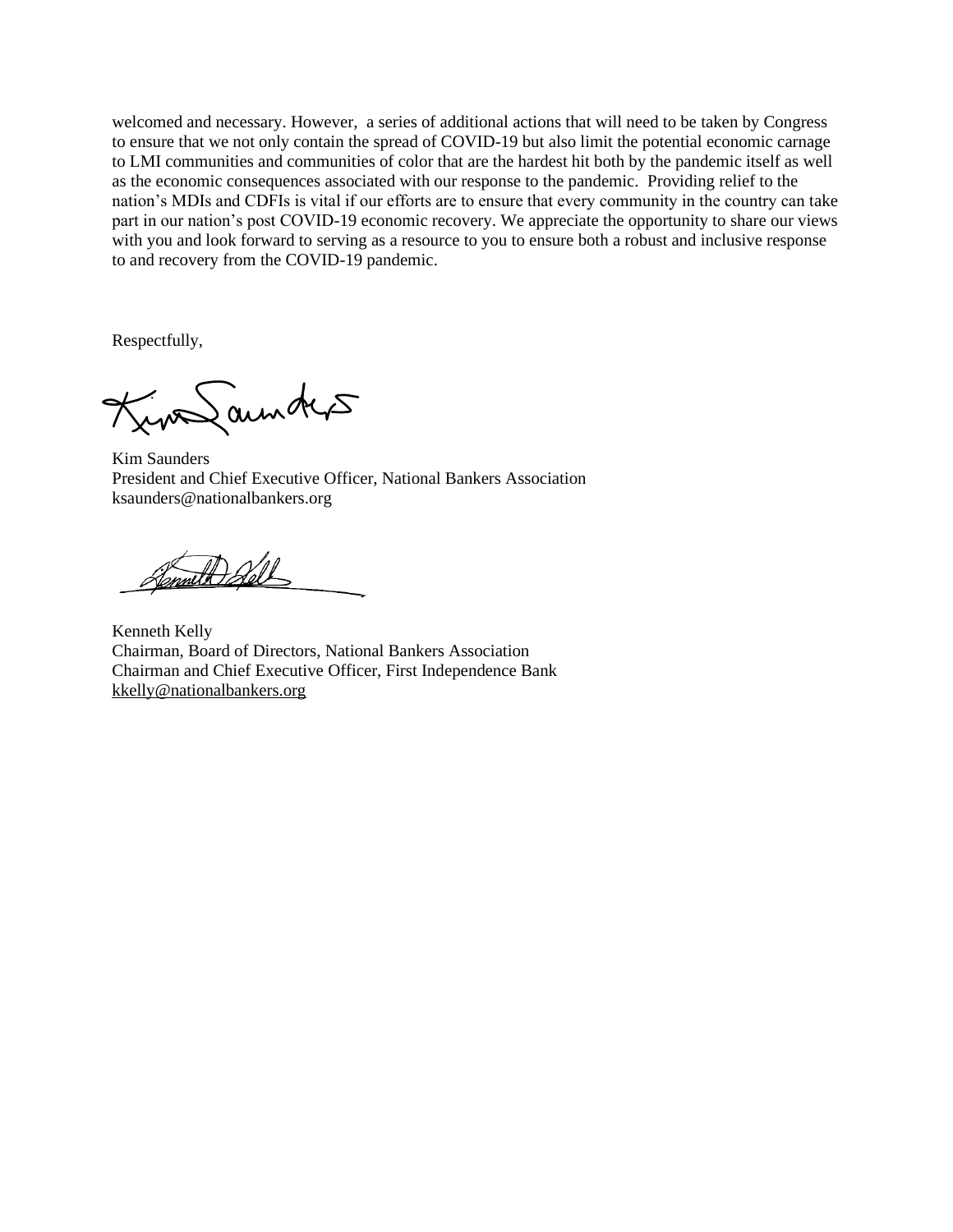welcomed and necessary. However, a series of additional actions that will need to be taken by Congress to ensure that we not only contain the spread of COVID-19 but also limit the potential economic carnage to LMI communities and communities of color that are the hardest hit both by the pandemic itself as well as the economic consequences associated with our response to the pandemic. Providing relief to the nation's MDIs and CDFIs is vital if our efforts are to ensure that every community in the country can take part in our nation's post COVID-19 economic recovery. We appreciate the opportunity to share our views with you and look forward to serving as a resource to you to ensure both a robust and inclusive response to and recovery from the COVID-19 pandemic.

Respectfully,

Kim Saunders
President and Chief Executive Officer, National Bankers Association
ksaunders@nationalbankers.org

Kenneth Kelly
Chairman, Board of Directors, National Bankers Association
Chairman and Chief Executive Officer, First Independence Bank
kkelly@nationalbankers.org